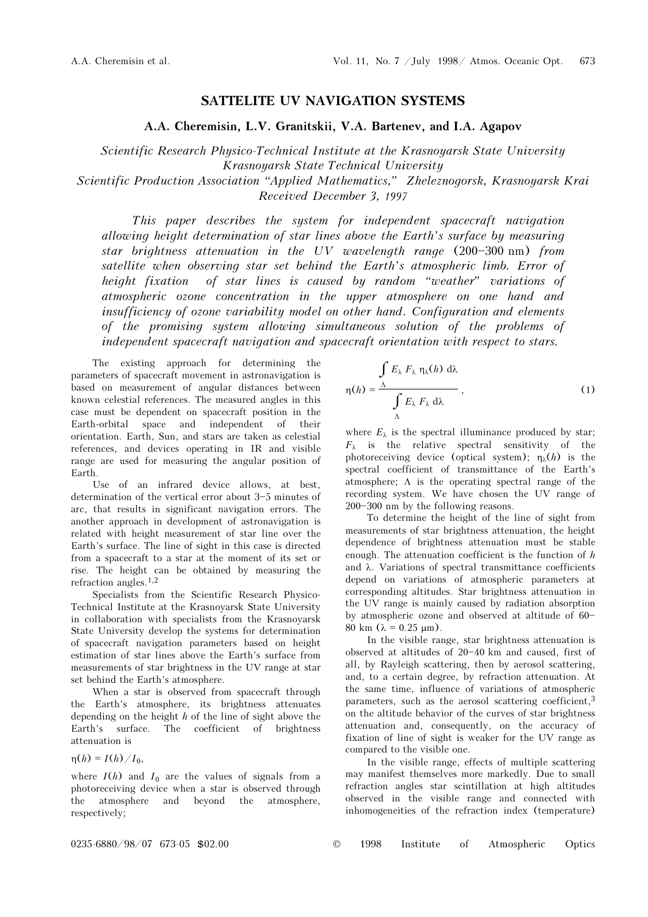# SATTELITE UV NAVIGATION SYSTEMS

**A.A. Cheremisin, L.V. Granitskii, V.A. Bartenev, and I.A. Agapov**

*Scientific Research Physico-Technical Institute at the Krasnoyarsk State University*
*Krasnoyarsk State Technical University*
*Scientific Production Association "Applied Mathematics," Zheleznogorsk, Krasnoyarsk Krai*
*Received December 3, 1997*

*This paper describes the system for independent spacecraft navigation allowing height determination of star lines above the Earth's surface by measuring star brightness attenuation in the UV wavelength range (200–300 nm) from satellite when observing star set behind the Earth's atmospheric limb. Error of height fixation of star lines is caused by random "weather" variations of atmospheric ozone concentration in the upper atmosphere on one hand and insufficiency of ozone variability model on other hand. Configuration and elements of the promising system allowing simultaneous solution of the problems of independent spacecraft navigation and spacecraft orientation with respect to stars.*

The existing approach for determining the parameters of spacecraft movement in astronavigation is based on measurement of angular distances between known celestial references. The measured angles in this case must be dependent on spacecraft position in the Earth-orbital space and independent of their orientation. Earth, Sun, and stars are taken as celestial references, and devices operating in IR and visible range are used for measuring the angular position of Earth.

Use of an infrared device allows, at best, determination of the vertical error about 3–5 minutes of arc, that results in significant navigation errors. The another approach in development of astronavigation is related with height measurement of star line over the Earth's surface. The line of sight in this case is directed from a spacecraft to a star at the moment of its set or rise. The height can be obtained by measuring the refraction angles.[1,2]

Specialists from the Scientific Research Physico-Technical Institute at the Krasnoyarsk State University in collaboration with specialists from the Krasnoyarsk State University develop the systems for determination of spacecraft navigation parameters based on height estimation of star lines above the Earth's surface from measurements of star brightness in the UV range at star set behind the Earth's atmosphere.

When a star is observed from spacecraft through the Earth's atmosphere, its brightness attenuates depending on the height $h$ of the line of sight above the Earth's surface. The coefficient of brightness attenuation is

$\eta(h) = I(h)/I_0$,

where $I(h)$ and $I_0$ are the values of signals from a photoreceiving device when a star is observed through the atmosphere and beyond the atmosphere, respectively;

$$\eta(h) = \frac{\int\limits_{\Lambda} E_\lambda\, F_\lambda\, \eta_\lambda(h)\, \mathrm{d}\lambda}{\int\limits_{\Lambda} E_\lambda\, F_\lambda\, \mathrm{d}\lambda}\,, \tag{1}$$

where $E_\lambda$ is the spectral illuminance produced by star; $F_\lambda$ is the relative spectral sensitivity of the photoreceiving device (optical system); $\eta_\lambda(h)$ is the spectral coefficient of transmittance of the Earth's atmosphere; $\Lambda$ is the operating spectral range of the recording system. We have chosen the UV range of 200–300 nm by the following reasons.

To determine the height of the line of sight from measurements of star brightness attenuation, the height dependence of brightness attenuation must be stable enough. The attenuation coefficient is the function of $h$ and $\lambda$. Variations of spectral transmittance coefficients depend on variations of atmospheric parameters at corresponding altitudes. Star brightness attenuation in the UV range is mainly caused by radiation absorption by atmospheric ozone and observed at altitude of 60–80 km ($\lambda = 0.25$ μm).

In the visible range, star brightness attenuation is observed at altitudes of 20–40 km and caused, first of all, by Rayleigh scattering, then by aerosol scattering, and, to a certain degree, by refraction attenuation. At the same time, influence of variations of atmospheric parameters, such as the aerosol scattering coefficient,[3] on the altitude behavior of the curves of star brightness attenuation and, consequently, on the accuracy of fixation of line of sight is weaker for the UV range as compared to the visible one.

In the visible range, effects of multiple scattering may manifest themselves more markedly. Due to small refraction angles star scintillation at high altitudes observed in the visible range and connected with inhomogeneities of the refraction index (temperature)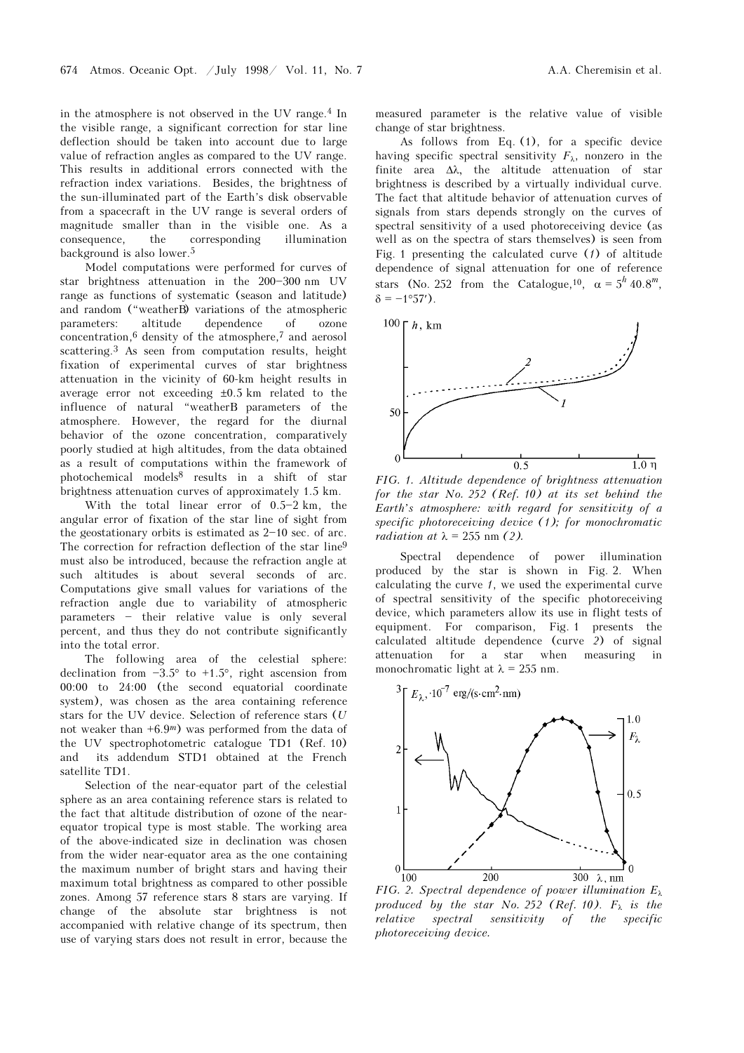in the atmosphere is not observed in the UV range.[4] In the visible range, a significant correction for star line deflection should be taken into account due to large value of refraction angles as compared to the UV range. This results in additional errors connected with the refraction index variations. Besides, the brightness of the sun-illuminated part of the Earth's disk observable from a spacecraft in the UV range is several orders of magnitude smaller than in the visible one. As a consequence, the corresponding illumination background is also lower.[5]

Model computations were performed for curves of star brightness attenuation in the 200–300 nm UV range as functions of systematic (season and latitude) and random ("weather") variations of the atmospheric parameters: altitude dependence of ozone concentration,[6] density of the atmosphere,[7] and aerosol scattering.[3] As seen from computation results, height fixation of experimental curves of star brightness attenuation in the vicinity of 60-km height results in average error not exceeding ±0.5 km related to the influence of natural "weather" parameters of the atmosphere. However, the regard for the diurnal behavior of the ozone concentration, comparatively poorly studied at high altitudes, from the data obtained as a result of computations within the framework of photochemical models[8] results in a shift of star brightness attenuation curves of approximately 1.5 km.

With the total linear error of 0.5–2 km, the angular error of fixation of the star line of sight from the geostationary orbits is estimated as 2–10 sec. of arc. The correction for refraction deflection of the star line[9] must also be introduced, because the refraction angle at such altitudes is about several seconds of arc. Computations give small values for variations of the refraction angle due to variability of atmospheric parameters – their relative value is only several percent, and thus they do not contribute significantly into the total error.

The following area of the celestial sphere: declination from −3.5° to +1.5°, right ascension from 00:00 to 24:00 (the second equatorial coordinate system), was chosen as the area containing reference stars for the UV device. Selection of reference stars ($U$ not weaker than $+6.9^m$) was performed from the data of the UV spectrophotometric catalogue TD1 (Ref. 10) and its addendum STD1 obtained at the French satellite TD1.

Selection of the near-equator part of the celestial sphere as an area containing reference stars is related to the fact that altitude distribution of ozone of the near-equator tropical type is most stable. The working area of the above-indicated size in declination was chosen from the wider near-equator area as the one containing the maximum number of bright stars and having their maximum total brightness as compared to other possible zones. Among 57 reference stars 8 stars are varying. If change of the absolute star brightness is not accompanied with relative change of its spectrum, then use of varying stars does not result in error, because the measured parameter is the relative value of visible change of star brightness.

As follows from Eq. (1), for a specific device having specific spectral sensitivity $F_\lambda$, nonzero in the finite area $\Delta\lambda$, the altitude attenuation of star brightness is described by a virtually individual curve. The fact that altitude behavior of attenuation curves of signals from stars depends strongly on the curves of spectral sensitivity of a used photoreceiving device (as well as on the spectra of stars themselves) is seen from Fig. 1 presenting the calculated curve (*1*) of altitude dependence of signal attenuation for one of reference stars (No. 252 from the Catalogue,[10], $\alpha = 5^h\,40.8^m$, $\delta = -1°57'$).

*FIG. 1. Altitude dependence of brightness attenuation for the star No. 252 (Ref. 10) at its set behind the Earth's atmosphere: with regard for sensitivity of a specific photoreceiving device (1); for monochromatic radiation at λ = 255 nm (2).*

Spectral dependence of power illumination produced by the star is shown in Fig. 2. When calculating the curve *1*, we used the experimental curve of spectral sensitivity of the specific photoreceiving device, which parameters allow its use in flight tests of equipment. For comparison, Fig. 1 presents the calculated altitude dependence (curve *2*) of signal attenuation for a star when measuring in monochromatic light at λ = 255 nm.

*FIG. 2. Spectral dependence of power illumination $E_\lambda$ produced by the star No. 252 (Ref. 10). $F_\lambda$ is the relative spectral sensitivity of the specific photoreceiving device.*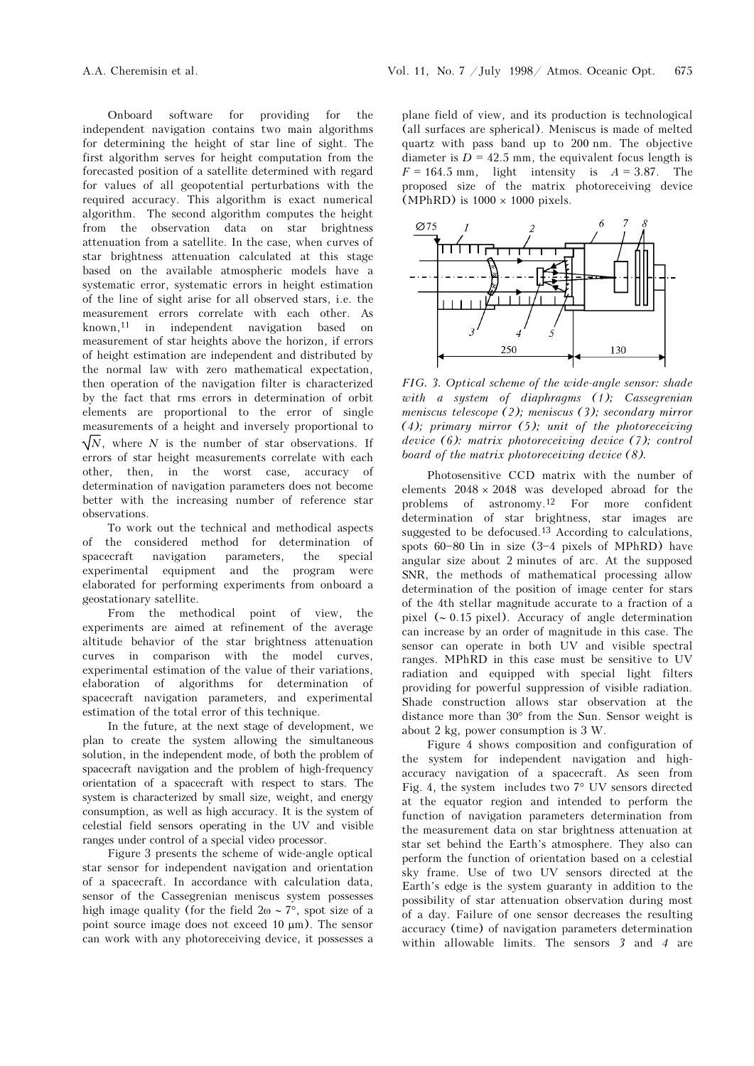Onboard software for providing for the independent navigation contains two main algorithms for determining the height of star line of sight. The first algorithm serves for height computation from the forecasted position of a satellite determined with regard for values of all geopotential perturbations with the required accuracy. This algorithm is exact numerical algorithm. The second algorithm computes the height from the observation data on star brightness attenuation from a satellite. In the case, when curves of star brightness attenuation calculated at this stage based on the available atmospheric models have a systematic error, systematic errors in height estimation of the line of sight arise for all observed stars, i.e. the measurement errors correlate with each other. As known,[11] in independent navigation based on measurement of star heights above the horizon, if errors of height estimation are independent and distributed by the normal law with zero mathematical expectation, then operation of the navigation filter is characterized by the fact that rms errors in determination of orbit elements are proportional to the error of single measurements of a height and inversely proportional to $\sqrt{N}$, where $N$ is the number of star observations. If errors of star height measurements correlate with each other, then, in the worst case, accuracy of determination of navigation parameters does not become better with the increasing number of reference star observations.

To work out the technical and methodical aspects of the considered method for determination of spacecraft navigation parameters, the special experimental equipment and the program were elaborated for performing experiments from onboard a geostationary satellite.

From the methodical point of view, the experiments are aimed at refinement of the average altitude behavior of the star brightness attenuation curves in comparison with the model curves, experimental estimation of the value of their variations, elaboration of algorithms for determination of spacecraft navigation parameters, and experimental estimation of the total error of this technique.

In the future, at the next stage of development, we plan to create the system allowing the simultaneous solution, in the independent mode, of both the problem of spacecraft navigation and the problem of high-frequency orientation of a spacecraft with respect to stars. The system is characterized by small size, weight, and energy consumption, as well as high accuracy. It is the system of celestial field sensors operating in the UV and visible ranges under control of a special video processor.

Figure 3 presents the scheme of wide-angle optical star sensor for independent navigation and orientation of a spacecraft. In accordance with calculation data, sensor of the Cassegrenian meniscus system possesses high image quality (for the field $2\omega \sim 7°$, spot size of a point source image does not exceed 10 μm). The sensor can work with any photoreceiving device, it possesses a plane field of view, and its production is technological (all surfaces are spherical). Meniscus is made of melted quartz with pass band up to 200 nm. The objective diameter is $D = 42.5$ mm, the equivalent focus length is $F = 164.5$ mm, light intensity is $A = 3.87$. The proposed size of the matrix photoreceiving device (MPhRD) is 1000 × 1000 pixels.

*FIG. 3. Optical scheme of the wide-angle sensor: shade with a system of diaphragms (1); Cassegrenian meniscus telescope (2); meniscus (3); secondary mirror (4); primary mirror (5); unit of the photoreceiving device (6): matrix photoreceiving device (7); control board of the matrix photoreceiving device (8).*

Photosensitive CCD matrix with the number of elements 2048 × 2048 was developed abroad for the problems of astronomy.[12] For more confident determination of star brightness, star images are suggested to be defocused.[13] According to calculations, spots 60–80 μm in size (3–4 pixels of MPhRD) have angular size about 2 minutes of arc. At the supposed SNR, the methods of mathematical processing allow determination of the position of image center for stars of the 4th stellar magnitude accurate to a fraction of a pixel (~ 0.15 pixel). Accuracy of angle determination can increase by an order of magnitude in this case. The sensor can operate in both UV and visible spectral ranges. MPhRD in this case must be sensitive to UV radiation and equipped with special light filters providing for powerful suppression of visible radiation. Shade construction allows star observation at the distance more than 30° from the Sun. Sensor weight is about 2 kg, power consumption is 3 W.

Figure 4 shows composition and configuration of the system for independent navigation and high-accuracy navigation of a spacecraft. As seen from Fig. 4, the system includes two 7° UV sensors directed at the equator region and intended to perform the function of navigation parameters determination from the measurement data on star brightness attenuation at star set behind the Earth's atmosphere. They also can perform the function of orientation based on a celestial sky frame. Use of two UV sensors directed at the Earth's edge is the system guaranty in addition to the possibility of star attenuation observation during most of a day. Failure of one sensor decreases the resulting accuracy (time) of navigation parameters determination within allowable limits. The sensors *3* and *4* are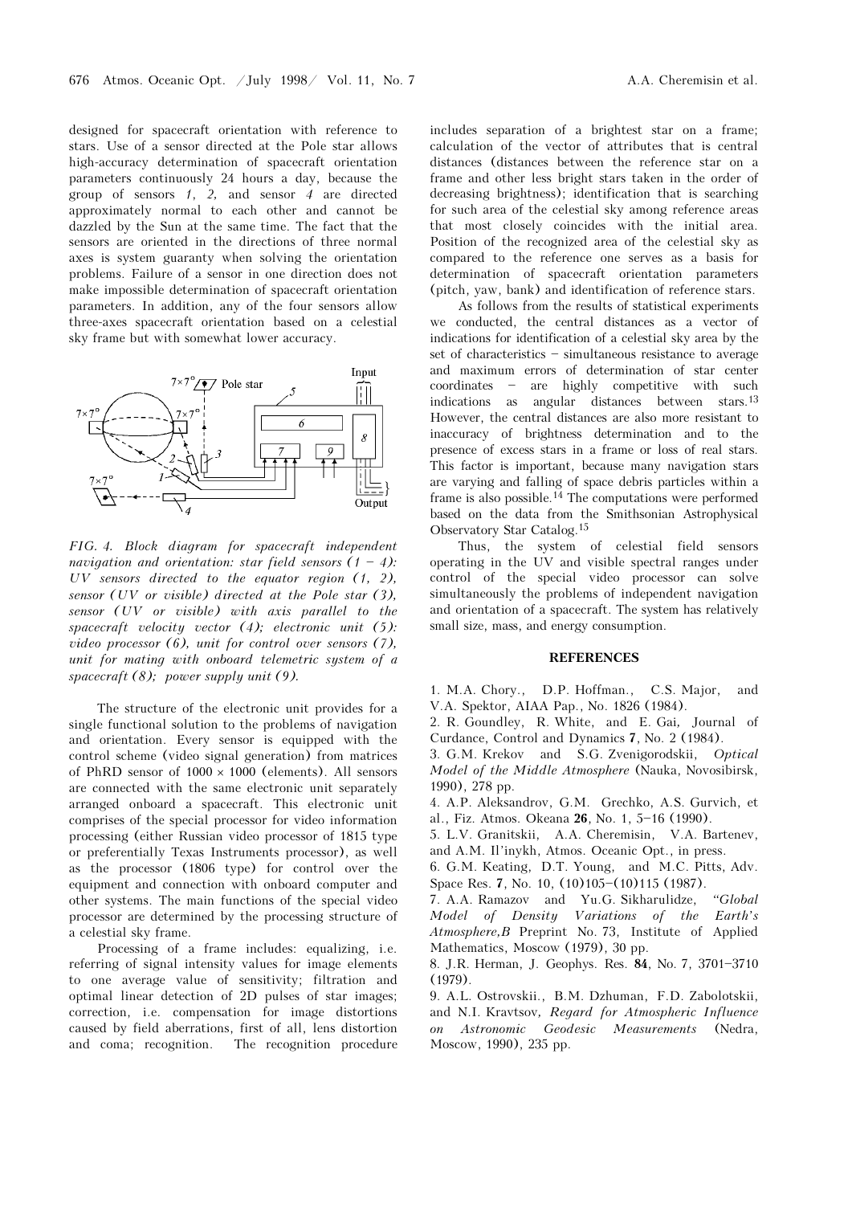designed for spacecraft orientation with reference to stars. Use of a sensor directed at the Pole star allows high-accuracy determination of spacecraft orientation parameters continuously 24 hours a day, because the group of sensors *1*, *2*, and sensor *4* are directed approximately normal to each other and cannot be dazzled by the Sun at the same time. The fact that the sensors are oriented in the directions of three normal axes is system guaranty when solving the orientation problems. Failure of a sensor in one direction does not make impossible determination of spacecraft orientation parameters. In addition, any of the four sensors allow three-axes spacecraft orientation based on a celestial sky frame but with somewhat lower accuracy.

*FIG. 4. Block diagram for spacecraft independent navigation and orientation: star field sensors (1 – 4): UV sensors directed to the equator region (1, 2), sensor (UV or visible) directed at the Pole star (3), sensor (UV or visible) with axis parallel to the spacecraft velocity vector (4); electronic unit (5): video processor (6), unit for control over sensors (7), unit for mating with onboard telemetric system of a spacecraft (8); power supply unit (9).*

The structure of the electronic unit provides for a single functional solution to the problems of navigation and orientation. Every sensor is equipped with the control scheme (video signal generation) from matrices of PhRD sensor of 1000 × 1000 (elements). All sensors are connected with the same electronic unit separately arranged onboard a spacecraft. This electronic unit comprises of the special processor for video information processing (either Russian video processor of 1815 type or preferentially Texas Instruments processor), as well as the processor (1806 type) for control over the equipment and connection with onboard computer and other systems. The main functions of the special video processor are determined by the processing structure of a celestial sky frame.

Processing of a frame includes: equalizing, i.e. referring of signal intensity values for image elements to one average value of sensitivity; filtration and optimal linear detection of 2D pulses of star images; correction, i.e. compensation for image distortions caused by field aberrations, first of all, lens distortion and coma; recognition. The recognition procedure includes separation of a brightest star on a frame; calculation of the vector of attributes that is central distances (distances between the reference star on a frame and other less bright stars taken in the order of decreasing brightness); identification that is searching for such area of the celestial sky among reference areas that most closely coincides with the initial area. Position of the recognized area of the celestial sky as compared to the reference one serves as a basis for determination of spacecraft orientation parameters (pitch, yaw, bank) and identification of reference stars.

As follows from the results of statistical experiments we conducted, the central distances as a vector of indications for identification of a celestial sky area by the set of characteristics – simultaneous resistance to average and maximum errors of determination of star center coordinates – are highly competitive with such indications as angular distances between stars.[13] However, the central distances are also more resistant to inaccuracy of brightness determination and to the presence of excess stars in a frame or loss of real stars. This factor is important, because many navigation stars are varying and falling of space debris particles within a frame is also possible.[14] The computations were performed based on the data from the Smithsonian Astrophysical Observatory Star Catalog.[15]

Thus, the system of celestial field sensors operating in the UV and visible spectral ranges under control of the special video processor can solve simultaneously the problems of independent navigation and orientation of a spacecraft. The system has relatively small size, mass, and energy consumption.

## REFERENCES

1. M.A. Chory., D.P. Hoffman., C.S. Major, and V.A. Spektor, AIAA Pap., No. 1826 (1984).
2. R. Goundley, R. White, and E. Gai, Journal of Curdance, Control and Dynamics **7**, No. 2 (1984).
3. G.M. Krekov and S.G. Zvenigorodskii, *Optical Model of the Middle Atmosphere* (Nauka, Novosibirsk, 1990), 278 pp.
4. A.P. Aleksandrov, G.M. Grechko, A.S. Gurvich, et al., Fiz. Atmos. Okeana **26**, No. 1, 5–16 (1990).
5. L.V. Granitskii, A.A. Cheremisin, V.A. Bartenev, and A.M. Il'inykh, Atmos. Oceanic Opt., in press.
6. G.M. Keating, D.T. Young, and M.C. Pitts, Adv. Space Res. **7**, No. 10, (10)105–(10)115 (1987).
7. A.A. Ramazov and Yu.G. Sikharulidze, "*Global Model of Density Variations of the Earth's Atmosphere*,B Preprint No. 73, Institute of Applied Mathematics, Moscow (1979), 30 pp.
8. J.R. Herman, J. Geophys. Res. **84**, No. 7, 3701–3710 (1979).
9. A.L. Ostrovskii., B.M. Dzhuman, F.D. Zabolotskii, and N.I. Kravtsov, *Regard for Atmospheric Influence on Astronomic Geodesic Measurements* (Nedra, Moscow, 1990), 235 pp.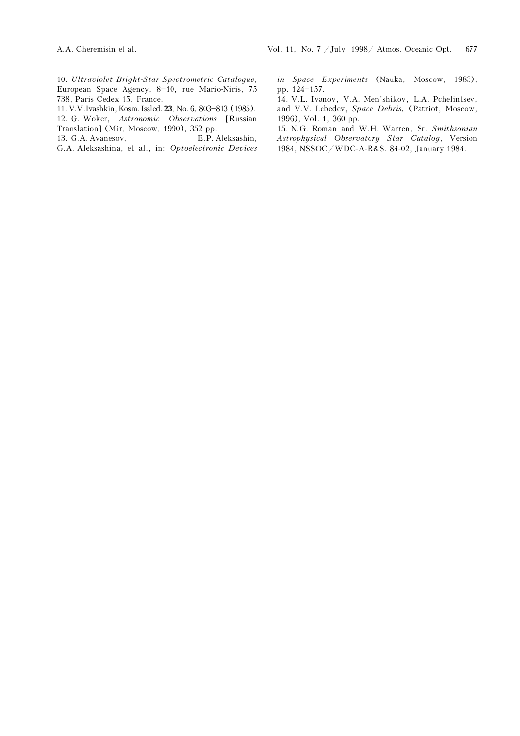10. *Ultraviolet Bright-Star Spectrometric Catalogue*, European Space Agency, 8–10, rue Mario-Niris, 75 738, Paris Cedex 15. France.

11. V.V.Ivashkin, Kosm. Issled. **23**, No. 6, 803–813 (1985).

12. G. Woker, *Astronomic Observations* [Russian Translation] (Mir, Moscow, 1990), 352 pp.

13. G.A. Avanesov, E.P. Aleksashin, G.A. Aleksashina, et al., in: *Optoelectronic Devices in Space Experiments* (Nauka, Moscow, 1983), pp. 124–157.

14. V.L. Ivanov, V.A. Men'shikov, L.A. Pchelintsev, and V.V. Lebedev, *Space Debris*, (Patriot, Moscow, 1996), Vol. 1, 360 pp.

15. N.G. Roman and W.H. Warren, Sr. *Smithsonian Astrophysical Observatory Star Catalog*, Version 1984, NSSOC / WDC-A-R&S. 84-02, January 1984.